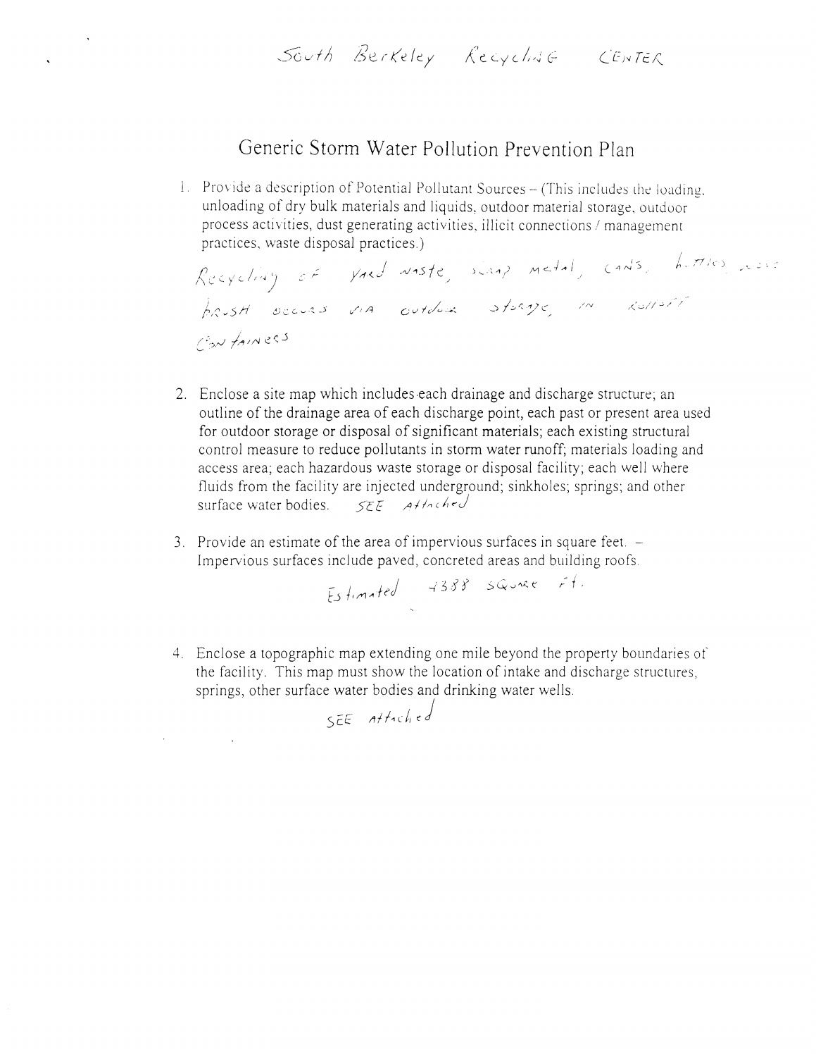South Berkeley Recycling Center

# Generic Storm Water Pollution Prevention Plan

1. Provide a description of Potential Pollutant Sources – (This includes the loading, unloading of dry bulk materials and liquids, outdoor material storage, outdoor process activities, dust generating activities, illicit connections / management practices, waste disposal practices.)

   Recycling of yard waste, scrap metal, cans, bottles and brush occurs via outdoor storage in rolloff containers

2. Enclose a site map which includes each drainage and discharge structure; an outline of the drainage area of each discharge point, each past or present area used for outdoor storage or disposal of significant materials; each existing structural control measure to reduce pollutants in storm water runoff; materials loading and access area; each hazardous waste storage or disposal facility; each well where fluids from the facility are injected underground; sinkholes; springs; and other surface water bodies. SEE Attached

3. Provide an estimate of the area of impervious surfaces in square feet. – Impervious surfaces include paved, concreted areas and building roofs.

   Estimated 4388 square ft.

4. Enclose a topographic map extending one mile beyond the property boundaries of the facility. This map must show the location of intake and discharge structures, springs, other surface water bodies and drinking water wells.

   SEE Attached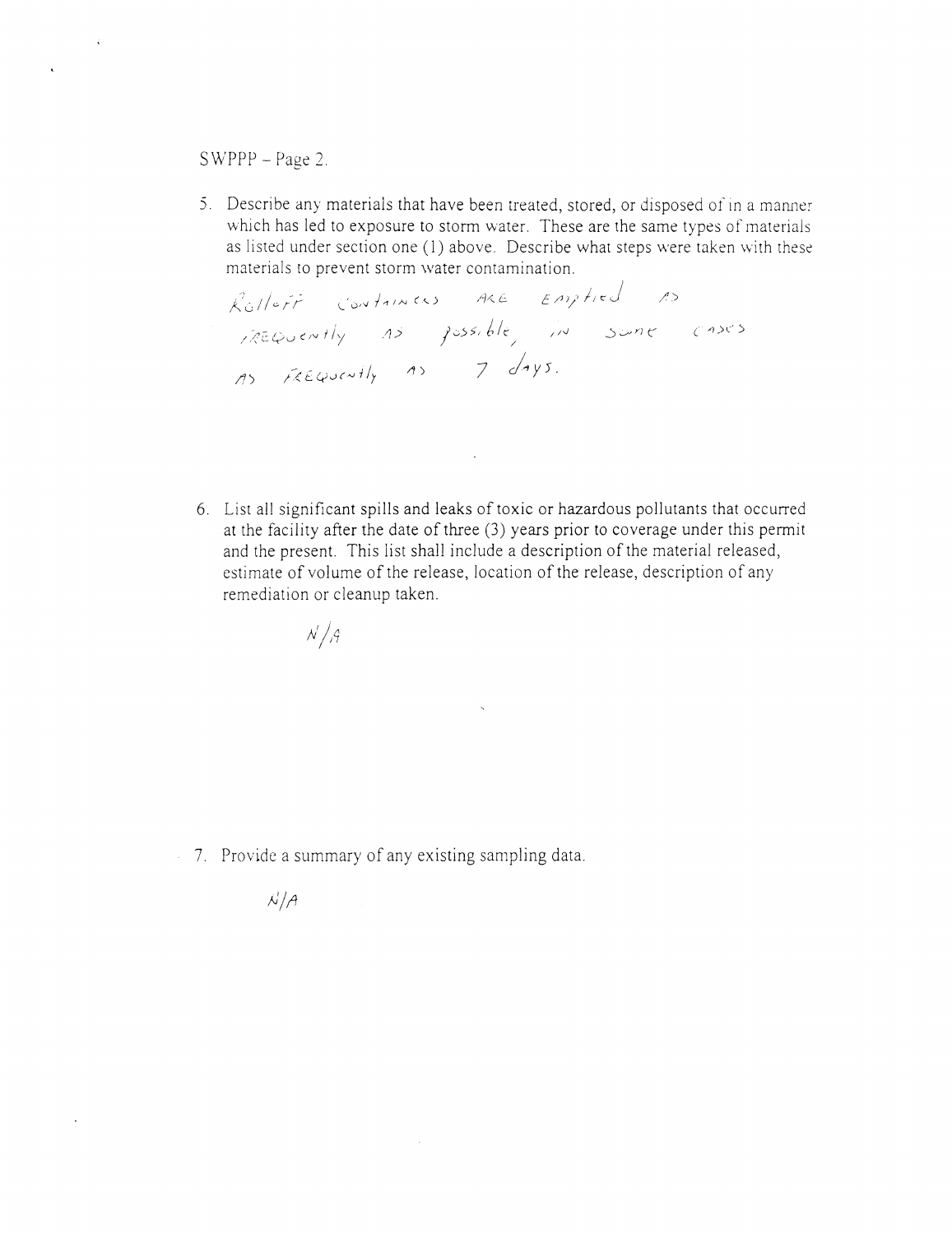SWPPP – Page 2.

5. Describe any materials that have been treated, stored, or disposed of in a manner which has led to exposure to storm water. These are the same types of materials as listed under section one (1) above. Describe what steps were taken with these materials to prevent storm water contamination.

   ROLLOFF CONTAINERS ARE EMPTIED AS FREQUENTLY AS POSSIBLE, IN SOME CASES AS FREQUENTLY AS 7 days.

6. List all significant spills and leaks of toxic or hazardous pollutants that occurred at the facility after the date of three (3) years prior to coverage under this permit and the present. This list shall include a description of the material released, estimate of volume of the release, location of the release, description of any remediation or cleanup taken.

   N/A

7. Provide a summary of any existing sampling data.

   N/A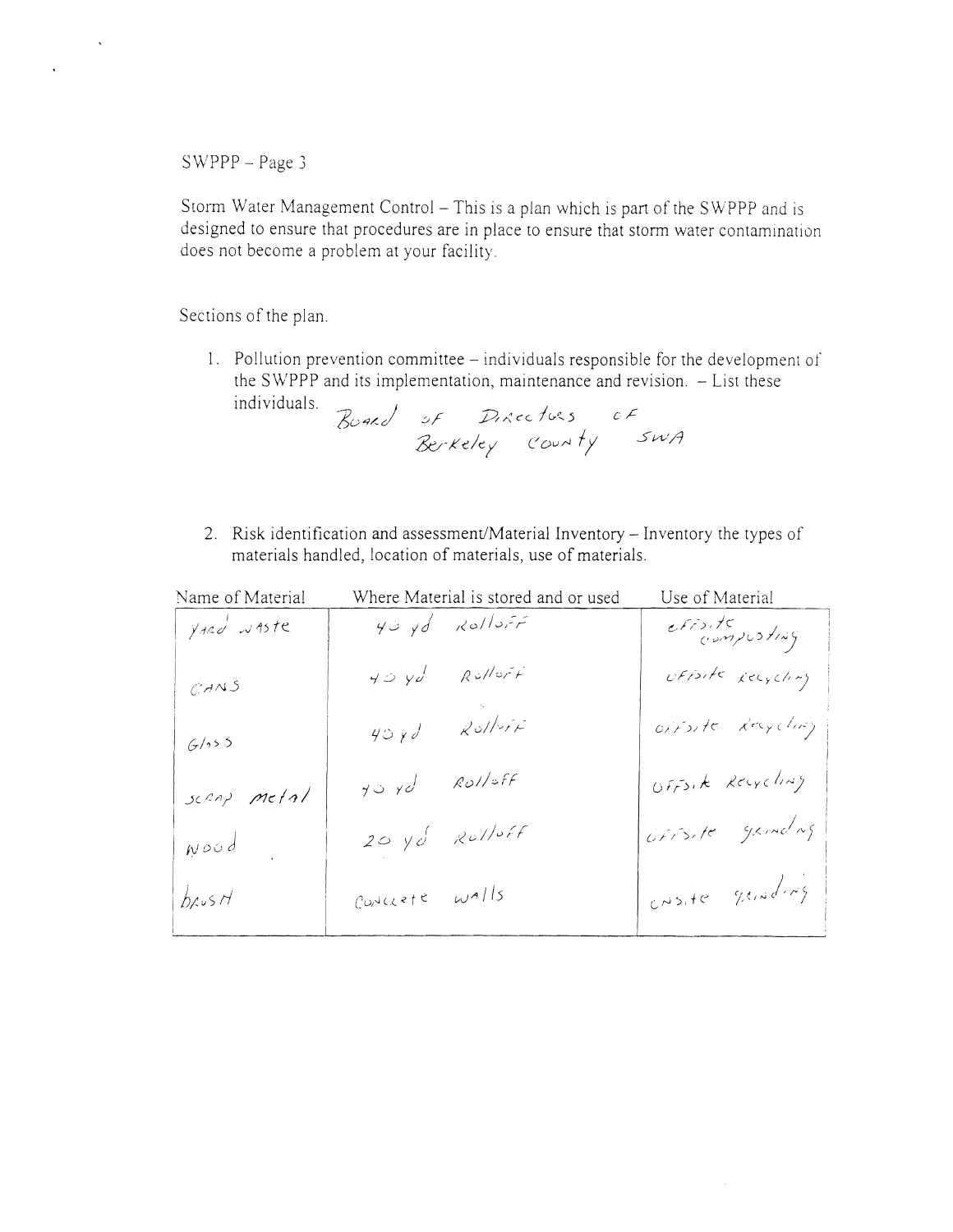SWPPP – Page 3

Storm Water Management Control – This is a plan which is part of the SWPPP and is designed to ensure that procedures are in place to ensure that storm water contamination does not become a problem at your facility.

Sections of the plan.

1. Pollution prevention committee – individuals responsible for the development of the SWPPP and its implementation, maintenance and revision. – List these individuals. Board of Directors of Berkeley County SWA

2. Risk identification and assessment/Material Inventory – Inventory the types of materials handled, location of materials, use of materials.

| Name of Material | Where Material is stored and or used | Use of Material |
|---|---|---|
| Yard waste | 40 yd Rolloff | offsite composting |
| CANS | 40 yd Rolloff | offsite recycling |
| Glass | 40 yd Rolloff | offsite recycling |
| scrap metal | 40 yd Rolloff | offsite recycling |
| wood | 20 yd Rolloff | offsite grinding |
| brush | Concrete walls | onsite grinding |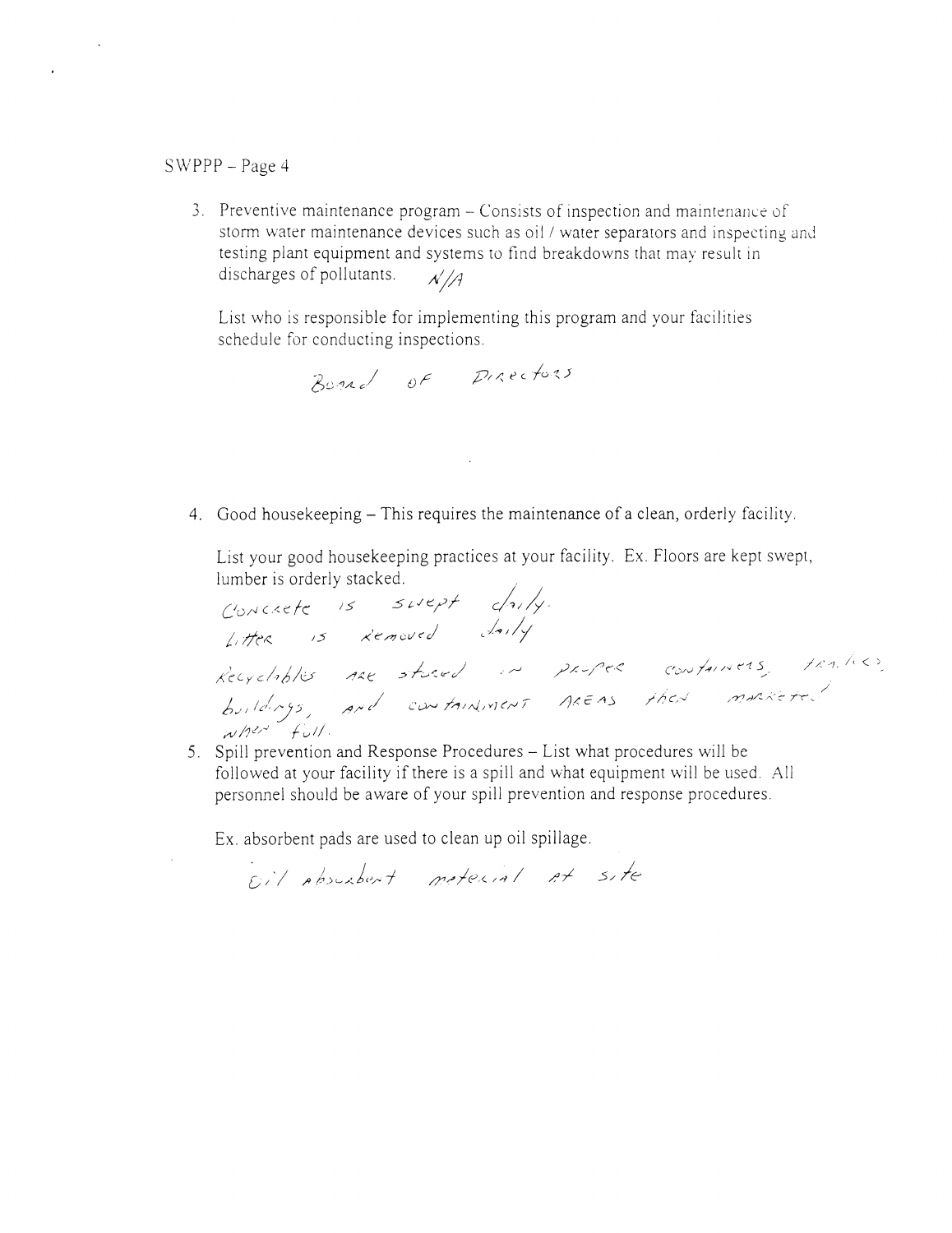SWPPP – Page 4

3. Preventive maintenance program – Consists of inspection and maintenance of storm water maintenance devices such as oil / water separators and inspecting and testing plant equipment and systems to find breakdowns that may result in discharges of pollutants. N/A

   List who is responsible for implementing this program and your facilities schedule for conducting inspections.

   Board of Directors

4. Good housekeeping – This requires the maintenance of a clean, orderly facility.

   List your good housekeeping practices at your facility. Ex. Floors are kept swept, lumber is orderly stacked.

   Concrete is swept daily.
   Litter is removed daily
   Recyclables are stored in proper containers, trailers, buildings, and containment areas then marketed when full.

5. Spill prevention and Response Procedures – List what procedures will be followed at your facility if there is a spill and what equipment will be used. All personnel should be aware of your spill prevention and response procedures.

   Ex. absorbent pads are used to clean up oil spillage.

   Oil absorbent material at site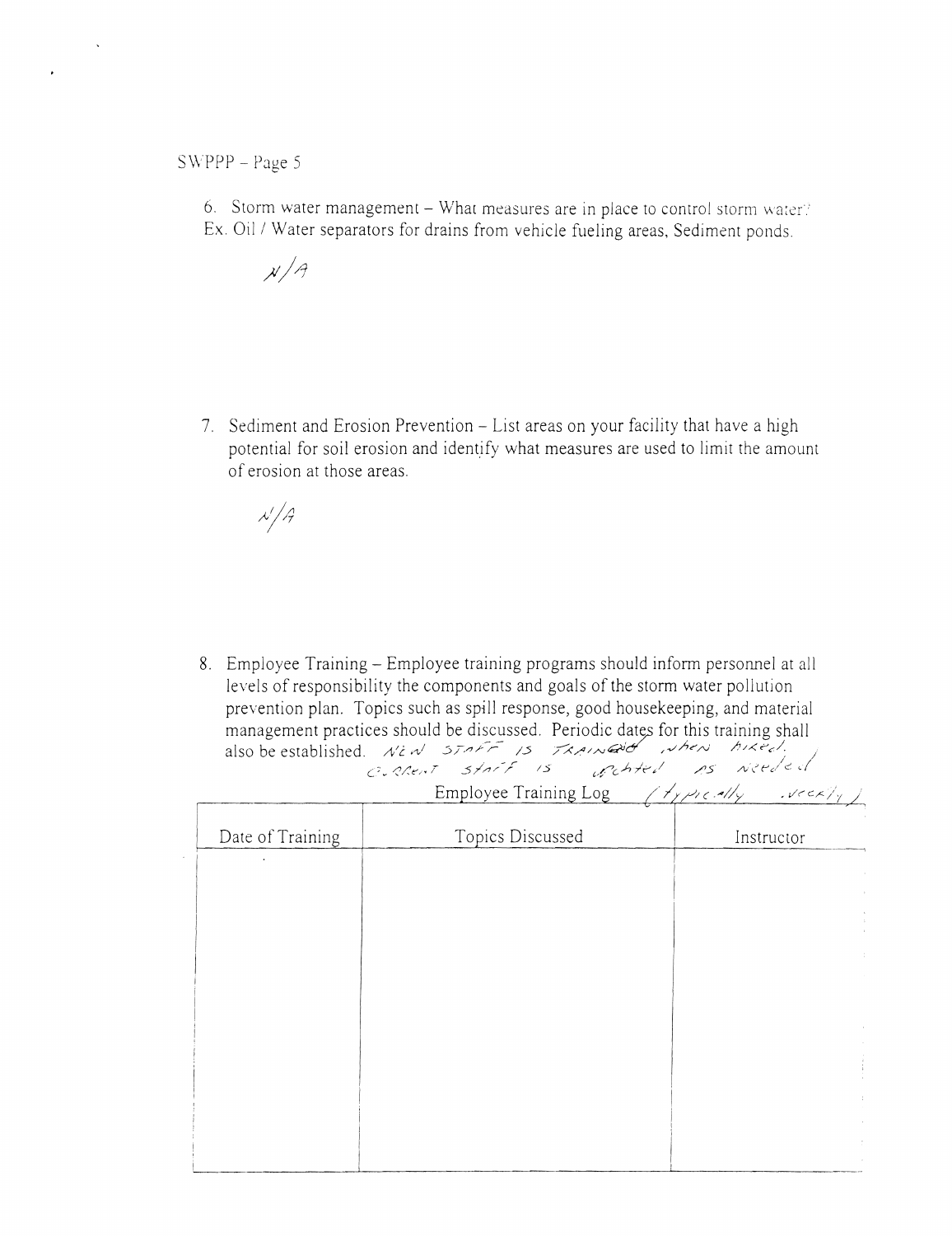SWPPP – Page 5

6. Storm water management – What measures are in place to control storm water? Ex. Oil / Water separators for drains from vehicle fueling areas, Sediment ponds.

N/A

7. Sediment and Erosion Prevention – List areas on your facility that have a high potential for soil erosion and identify what measures are used to limit the amount of erosion at those areas.

N/A

8. Employee Training – Employee training programs should inform personnel at all levels of responsibility the components and goals of the storm water pollution prevention plan. Topics such as spill response, good housekeeping, and material management practices should be discussed. Periodic dates for this training shall also be established. NEW STAFF IS TRAINED WHEN HIRED. CURRENT STAFF IS UPDATED AS NEEDED (TYPICALLY WEEKLY)

Employee Training Log

| Date of Training | Topics Discussed | Instructor |
|---|---|---|
| | | |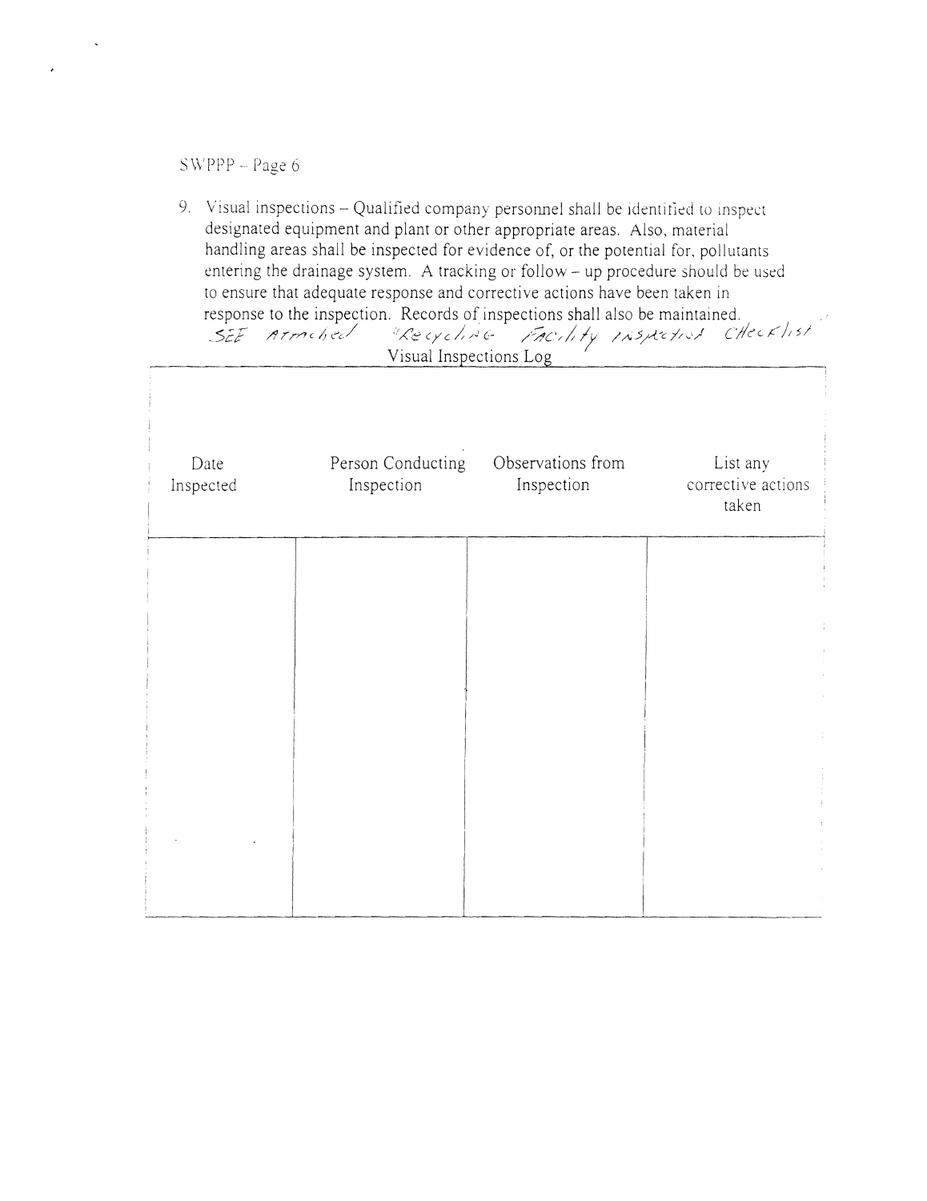SWPPP – Page 6

9. Visual inspections – Qualified company personnel shall be identified to inspect designated equipment and plant or other appropriate areas. Also, material handling areas shall be inspected for evidence of, or the potential for, pollutants entering the drainage system. A tracking or follow – up procedure should be used to ensure that adequate response and corrective actions have been taken in response to the inspection. Records of inspections shall also be maintained.

   SEE ATTACHED "RECYCLING FACILITY INSPECTION CHECKLIST"

Visual Inspections Log

| Date Inspected | Person Conducting Inspection | Observations from Inspection | List any corrective actions taken |
|---|---|---|---|
| | | | |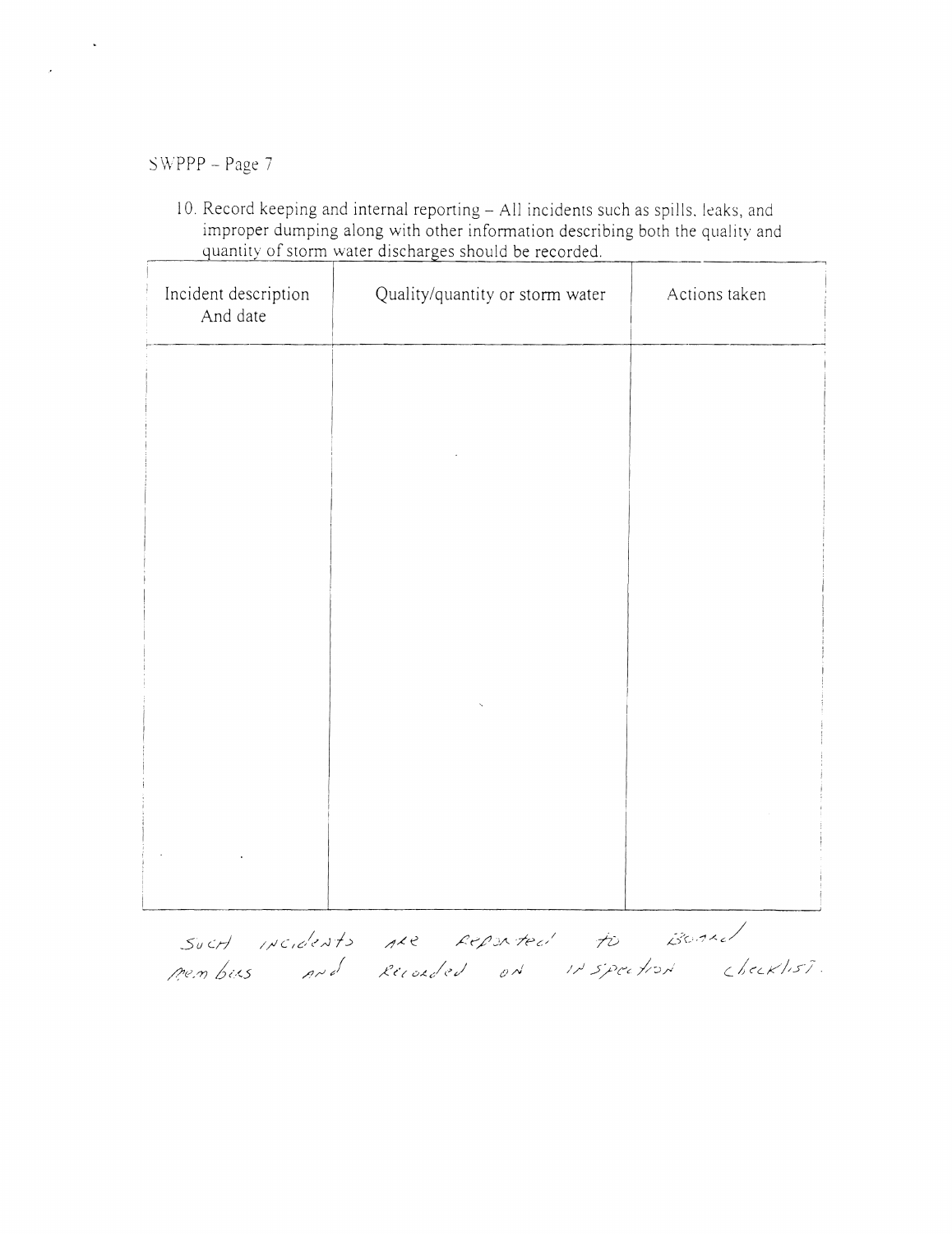SWPPP – Page 7

10. Record keeping and internal reporting – All incidents such as spills, leaks, and improper dumping along with other information describing both the quality and quantity of storm water discharges should be recorded.

| Incident description And date | Quality/quantity or storm water | Actions taken |
| --- | --- | --- |
| | | |

Such incidents are reported to Board members and recorded on inspection checklist.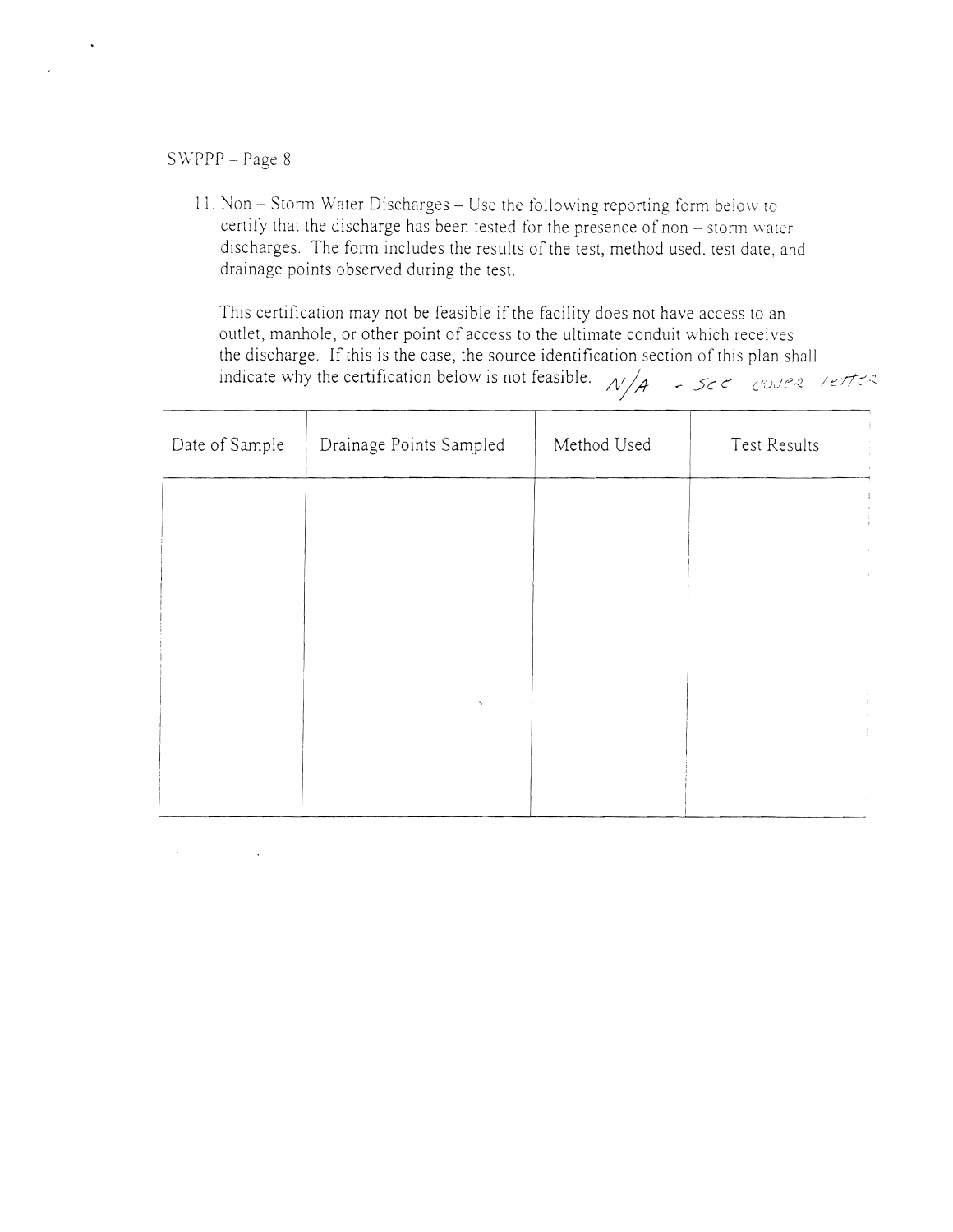SWPPP – Page 8

11. Non – Storm Water Discharges – Use the following reporting form below to certify that the discharge has been tested for the presence of non – storm water discharges. The form includes the results of the test, method used, test date, and drainage points observed during the test.

    This certification may not be feasible if the facility does not have access to an outlet, manhole, or other point of access to the ultimate conduit which receives the discharge. If this is the case, the source identification section of this plan shall indicate why the certification below is not feasible. N/A - See cover letter

| Date of Sample | Drainage Points Sampled | Method Used | Test Results |
|---|---|---|---|
| | | | |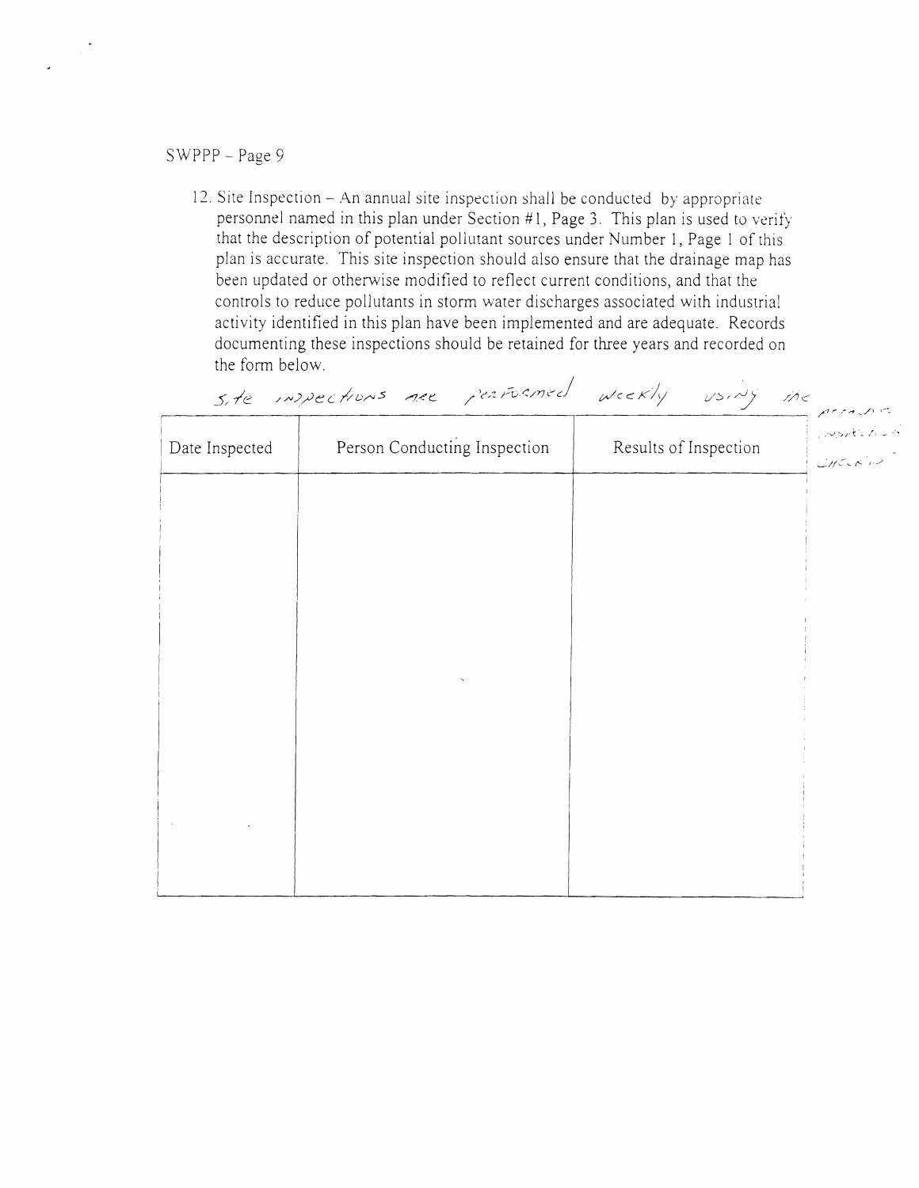SWPPP – Page 9

12. Site Inspection – An annual site inspection shall be conducted by appropriate personnel named in this plan under Section #1, Page 3. This plan is used to verify that the description of potential pollutant sources under Number 1, Page 1 of this plan is accurate. This site inspection should also ensure that the drainage map has been updated or otherwise modified to reflect current conditions, and that the controls to reduce pollutants in storm water discharges associated with industrial activity identified in this plan have been implemented and are adequate. Records documenting these inspections should be retained for three years and recorded on the form below.

Site inspections are performed weekly using the program inspection checklist

| Date Inspected | Person Conducting Inspection | Results of Inspection |
|---|---|---|
| | | |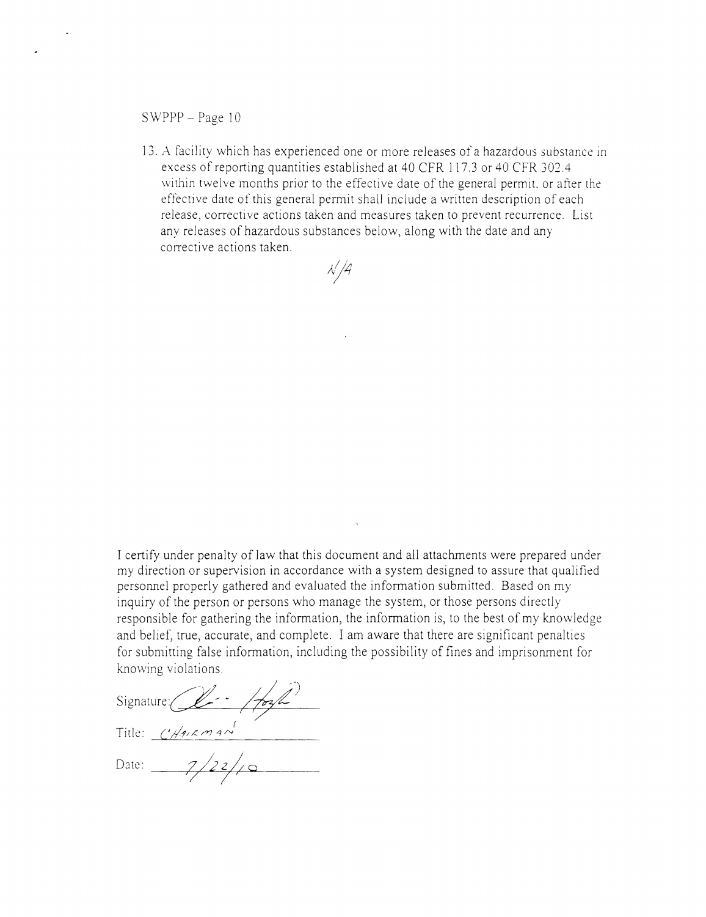SWPPP – Page 10

13. A facility which has experienced one or more releases of a hazardous substance in excess of reporting quantities established at 40 CFR 117.3 or 40 CFR 302.4 within twelve months prior to the effective date of the general permit, or after the effective date of this general permit shall include a written description of each release, corrective actions taken and measures taken to prevent recurrence. List any releases of hazardous substances below, along with the date and any corrective actions taken.

N/A

I certify under penalty of law that this document and all attachments were prepared under my direction or supervision in accordance with a system designed to assure that qualified personnel properly gathered and evaluated the information submitted. Based on my inquiry of the person or persons who manage the system, or those persons directly responsible for gathering the information, the information is, to the best of my knowledge and belief, true, accurate, and complete. I am aware that there are significant penalties for submitting false information, including the possibility of fines and imprisonment for knowing violations.

Signature: [signature]

Title: CHAIRMAN

Date: 7/22/10